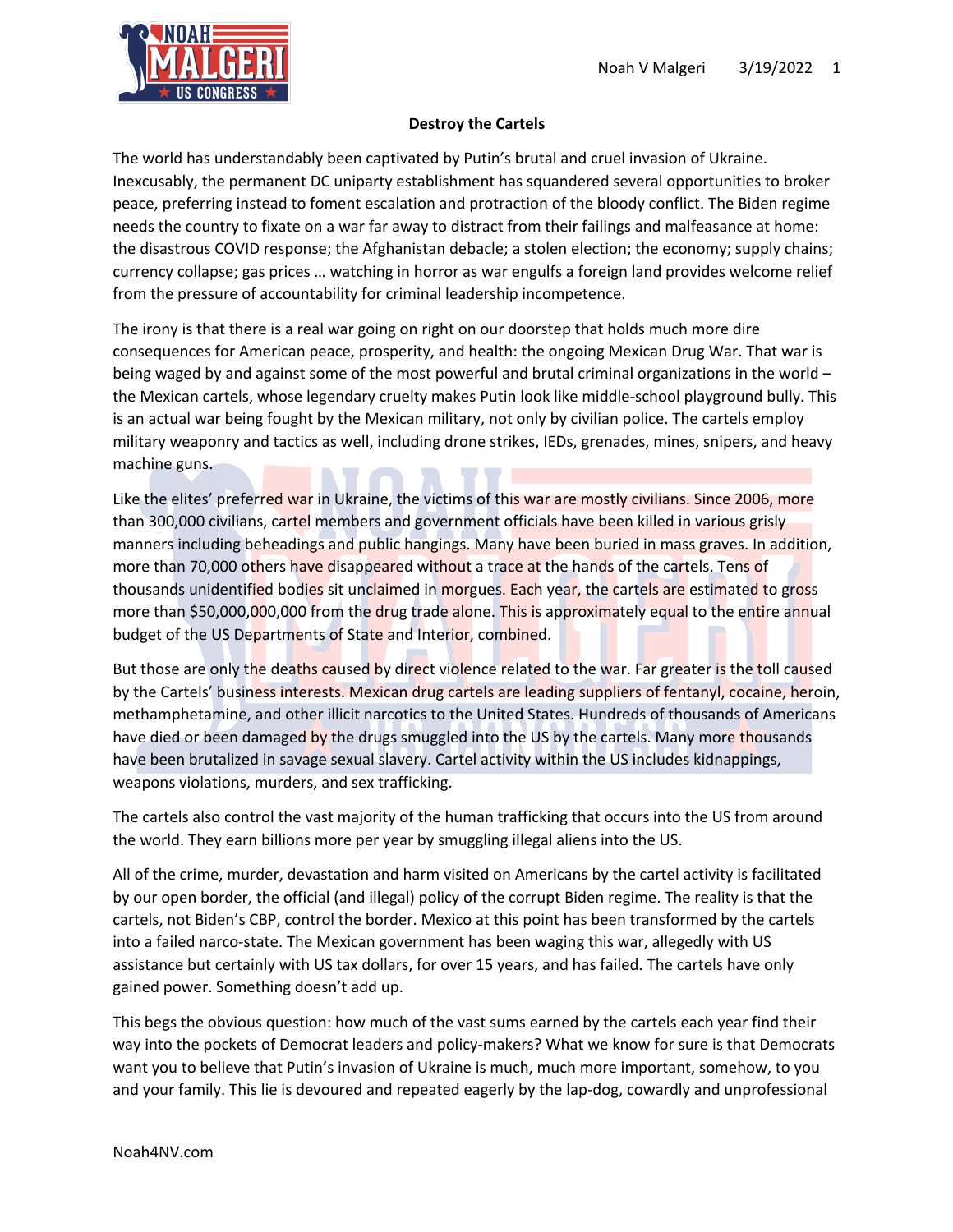## Destroy the Cartels

The world has understandably been captivated by Putin's brutal and cruel invasion of Ukraine. Inexcusably, the permanent DC uniparty establishment has squandered several opportunities to broker peace, preferring instead to foment escalation and protraction of the bloody conflict. The Biden regime needs the country to fixate on a war far away to distract from their failings and malfeasance at home: the disastrous COVID response; the Afghanistan debacle; a stolen election; the economy; supply chains; currency collapse; gas prices … watching in horror as war engulfs a foreign land provides welcome relief from the pressure of accountability for criminal leadership incompetence.

The irony is that there is a real war going on right on our doorstep that holds much more dire consequences for American peace, prosperity, and health: the ongoing Mexican Drug War. That war is being waged by and against some of the most powerful and brutal criminal organizations in the world – the Mexican cartels, whose legendary cruelty makes Putin look like middle-school playground bully. This is an actual war being fought by the Mexican military, not only by civilian police. The cartels employ military weaponry and tactics as well, including drone strikes, IEDs, grenades, mines, snipers, and heavy machine guns.

Like the elites' preferred war in Ukraine, the victims of this war are mostly civilians. Since 2006, more than 300,000 civilians, cartel members and government officials have been killed in various grisly manners including beheadings and public hangings. Many have been buried in mass graves. In addition, more than 70,000 others have disappeared without a trace at the hands of the cartels. Tens of thousands unidentified bodies sit unclaimed in morgues. Each year, the cartels are estimated to gross more than $50,000,000,000 from the drug trade alone. This is approximately equal to the entire annual budget of the US Departments of State and Interior, combined.

But those are only the deaths caused by direct violence related to the war. Far greater is the toll caused by the Cartels' business interests. Mexican drug cartels are leading suppliers of fentanyl, cocaine, heroin, methamphetamine, and other illicit narcotics to the United States. Hundreds of thousands of Americans have died or been damaged by the drugs smuggled into the US by the cartels. Many more thousands have been brutalized in savage sexual slavery. Cartel activity within the US includes kidnappings, weapons violations, murders, and sex trafficking.

The cartels also control the vast majority of the human trafficking that occurs into the US from around the world. They earn billions more per year by smuggling illegal aliens into the US.

All of the crime, murder, devastation and harm visited on Americans by the cartel activity is facilitated by our open border, the official (and illegal) policy of the corrupt Biden regime. The reality is that the cartels, not Biden's CBP, control the border. Mexico at this point has been transformed by the cartels into a failed narco-state. The Mexican government has been waging this war, allegedly with US assistance but certainly with US tax dollars, for over 15 years, and has failed. The cartels have only gained power. Something doesn't add up.

This begs the obvious question: how much of the vast sums earned by the cartels each year find their way into the pockets of Democrat leaders and policy-makers? What we know for sure is that Democrats want you to believe that Putin's invasion of Ukraine is much, much more important, somehow, to you and your family. This lie is devoured and repeated eagerly by the lap-dog, cowardly and unprofessional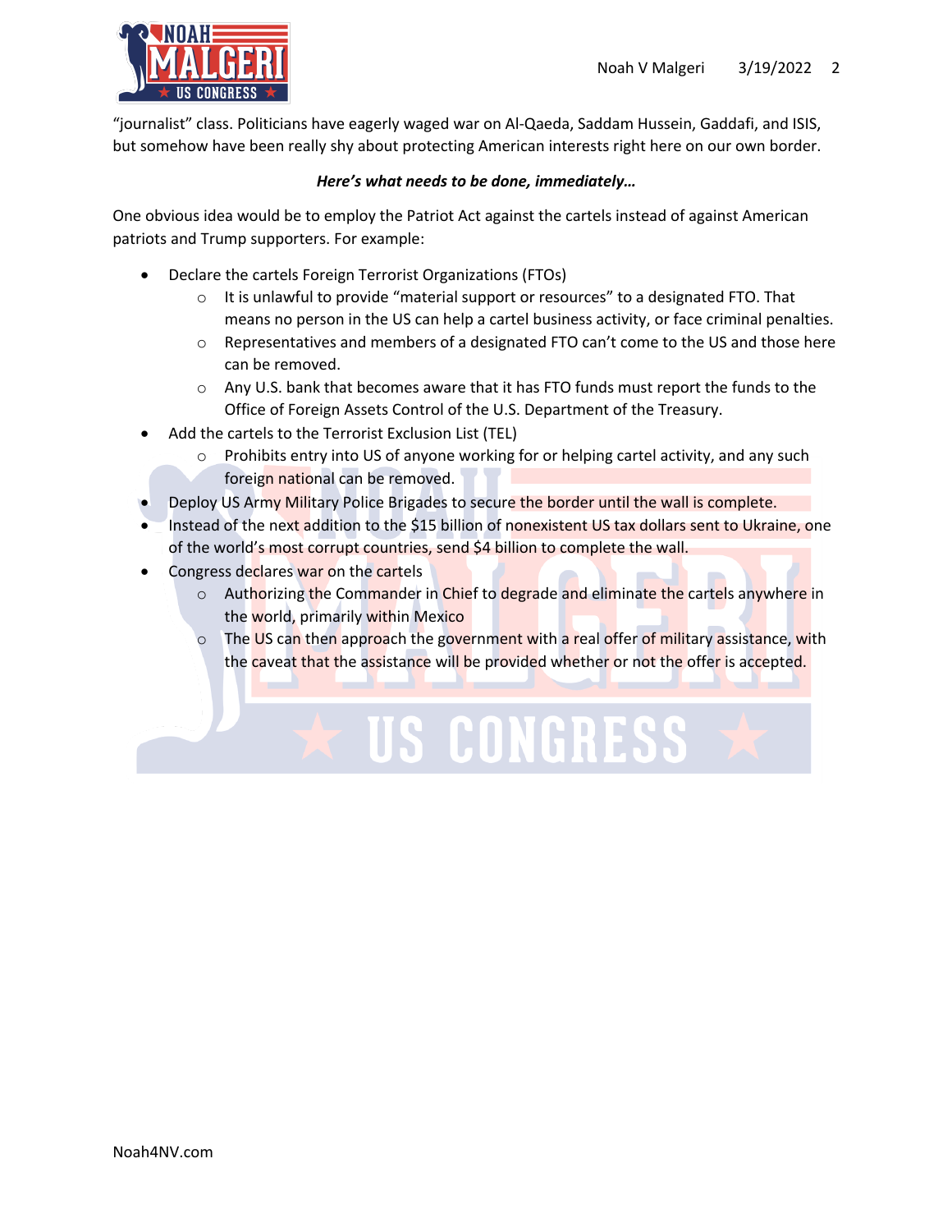"journalist" class. Politicians have eagerly waged war on Al-Qaeda, Saddam Hussein, Gaddafi, and ISIS, but somehow have been really shy about protecting American interests right here on our own border.

***Here's what needs to be done, immediately…***

One obvious idea would be to employ the Patriot Act against the cartels instead of against American patriots and Trump supporters. For example:

- Declare the cartels Foreign Terrorist Organizations (FTOs)
  - It is unlawful to provide "material support or resources" to a designated FTO. That means no person in the US can help a cartel business activity, or face criminal penalties.
  - Representatives and members of a designated FTO can't come to the US and those here can be removed.
  - Any U.S. bank that becomes aware that it has FTO funds must report the funds to the Office of Foreign Assets Control of the U.S. Department of the Treasury.
- Add the cartels to the Terrorist Exclusion List (TEL)
  - Prohibits entry into US of anyone working for or helping cartel activity, and any such foreign national can be removed.
- Deploy US Army Military Police Brigades to secure the border until the wall is complete.
- Instead of the next addition to the $15 billion of nonexistent US tax dollars sent to Ukraine, one of the world's most corrupt countries, send $4 billion to complete the wall.
- Congress declares war on the cartels
  - Authorizing the Commander in Chief to degrade and eliminate the cartels anywhere in the world, primarily within Mexico
  - The US can then approach the government with a real offer of military assistance, with the caveat that the assistance will be provided whether or not the offer is accepted.

Noah4NV.com